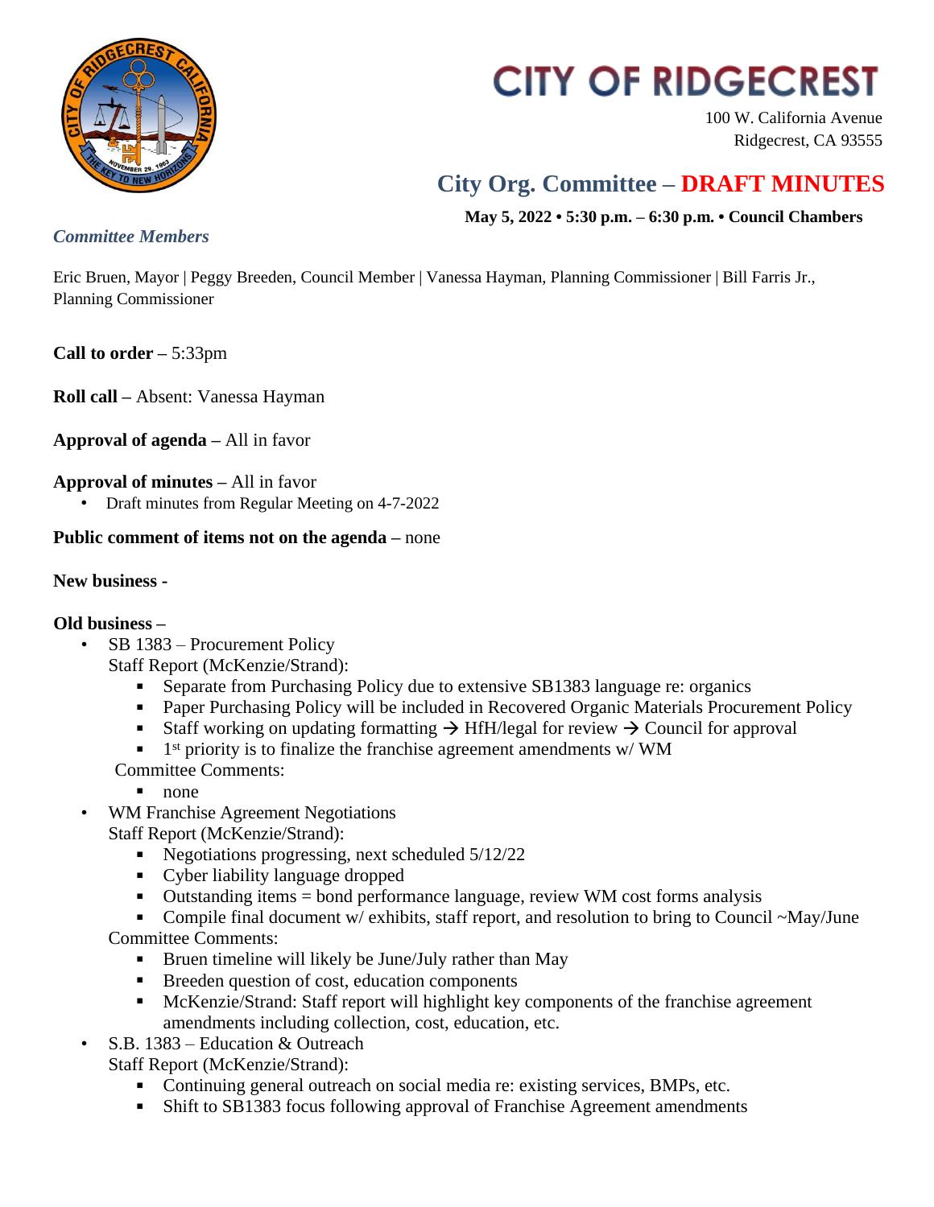# CITY OF RIDGECREST

100 W. California Avenue
Ridgecrest, CA 93555

## City Org. Committee – DRAFT MINUTES

**May 5, 2022 • 5:30 p.m. – 6:30 p.m. • Council Chambers**

### *Committee Members*

Eric Bruen, Mayor | Peggy Breeden, Council Member | Vanessa Hayman, Planning Commissioner | Bill Farris Jr., Planning Commissioner

**Call to order –** 5:33pm

**Roll call –** Absent: Vanessa Hayman

**Approval of agenda –** All in favor

**Approval of minutes –** All in favor

- Draft minutes from Regular Meeting on 4-7-2022

**Public comment of items not on the agenda –** none

**New business -**

**Old business –**

- SB 1383 – Procurement Policy
  Staff Report (McKenzie/Strand):
  - Separate from Purchasing Policy due to extensive SB1383 language re: organics
  - Paper Purchasing Policy will be included in Recovered Organic Materials Procurement Policy
  - Staff working on updating formatting → HfH/legal for review → Council for approval
  - 1st priority is to finalize the franchise agreement amendments w/ WM

  Committee Comments:
  - none
- WM Franchise Agreement Negotiations
  Staff Report (McKenzie/Strand):
  - Negotiations progressing, next scheduled 5/12/22
  - Cyber liability language dropped
  - Outstanding items = bond performance language, review WM cost forms analysis
  - Compile final document w/ exhibits, staff report, and resolution to bring to Council ~May/June

  Committee Comments:
  - Bruen timeline will likely be June/July rather than May
  - Breeden question of cost, education components
  - McKenzie/Strand: Staff report will highlight key components of the franchise agreement amendments including collection, cost, education, etc.
- S.B. 1383 – Education & Outreach
  Staff Report (McKenzie/Strand):
  - Continuing general outreach on social media re: existing services, BMPs, etc.
  - Shift to SB1383 focus following approval of Franchise Agreement amendments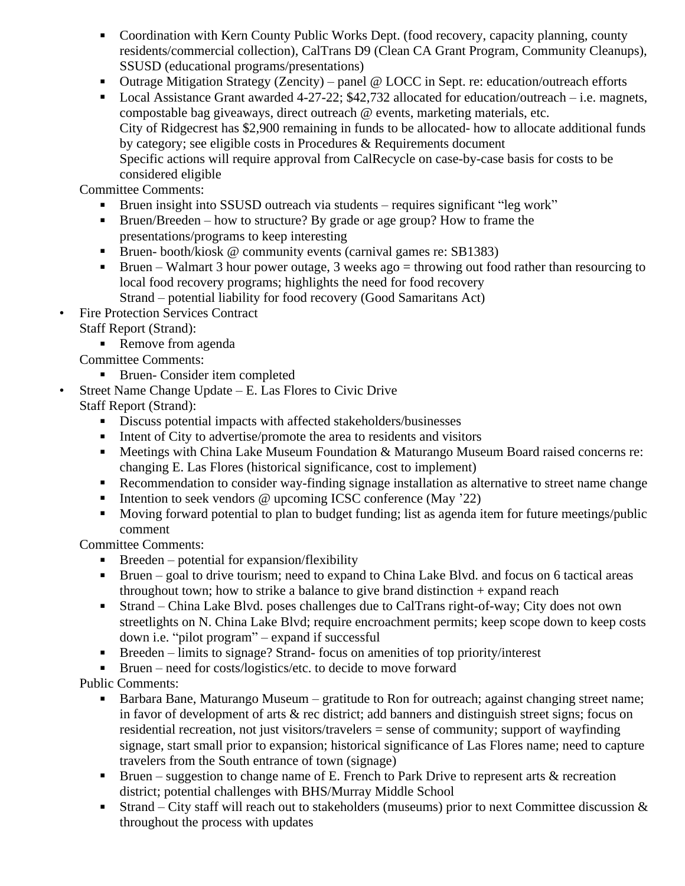- Coordination with Kern County Public Works Dept. (food recovery, capacity planning, county residents/commercial collection), CalTrans D9 (Clean CA Grant Program, Community Cleanups), SSUSD (educational programs/presentations)
  - Outrage Mitigation Strategy (Zencity) – panel @ LOCC in Sept. re: education/outreach efforts
  - Local Assistance Grant awarded 4-27-22; $42,732 allocated for education/outreach – i.e. magnets, compostable bag giveaways, direct outreach @ events, marketing materials, etc.
    City of Ridgecrest has $2,900 remaining in funds to be allocated- how to allocate additional funds by category; see eligible costs in Procedures & Requirements document
    Specific actions will require approval from CalRecycle on case-by-case basis for costs to be considered eligible

  Committee Comments:
  - Bruen insight into SSUSD outreach via students – requires significant "leg work"
  - Bruen/Breeden – how to structure? By grade or age group? How to frame the presentations/programs to keep interesting
  - Bruen- booth/kiosk @ community events (carnival games re: SB1383)
  - Bruen – Walmart 3 hour power outage, 3 weeks ago = throwing out food rather than resourcing to local food recovery programs; highlights the need for food recovery
    Strand – potential liability for food recovery (Good Samaritans Act)

- Fire Protection Services Contract

  Staff Report (Strand):
  - Remove from agenda

  Committee Comments:
  - Bruen- Consider item completed

- Street Name Change Update – E. Las Flores to Civic Drive

  Staff Report (Strand):
  - Discuss potential impacts with affected stakeholders/businesses
  - Intent of City to advertise/promote the area to residents and visitors
  - Meetings with China Lake Museum Foundation & Maturango Museum Board raised concerns re: changing E. Las Flores (historical significance, cost to implement)
  - Recommendation to consider way-finding signage installation as alternative to street name change
  - Intention to seek vendors @ upcoming ICSC conference (May '22)
  - Moving forward potential to plan to budget funding; list as agenda item for future meetings/public comment

  Committee Comments:
  - Breeden – potential for expansion/flexibility
  - Bruen – goal to drive tourism; need to expand to China Lake Blvd. and focus on 6 tactical areas throughout town; how to strike a balance to give brand distinction + expand reach
  - Strand – China Lake Blvd. poses challenges due to CalTrans right-of-way; City does not own streetlights on N. China Lake Blvd; require encroachment permits; keep scope down to keep costs down i.e. "pilot program" – expand if successful
  - Breeden – limits to signage? Strand- focus on amenities of top priority/interest
  - Bruen – need for costs/logistics/etc. to decide to move forward

  Public Comments:
  - Barbara Bane, Maturango Museum – gratitude to Ron for outreach; against changing street name; in favor of development of arts & rec district; add banners and distinguish street signs; focus on residential recreation, not just visitors/travelers = sense of community; support of wayfinding signage, start small prior to expansion; historical significance of Las Flores name; need to capture travelers from the South entrance of town (signage)
  - Bruen – suggestion to change name of E. French to Park Drive to represent arts & recreation district; potential challenges with BHS/Murray Middle School
  - Strand – City staff will reach out to stakeholders (museums) prior to next Committee discussion & throughout the process with updates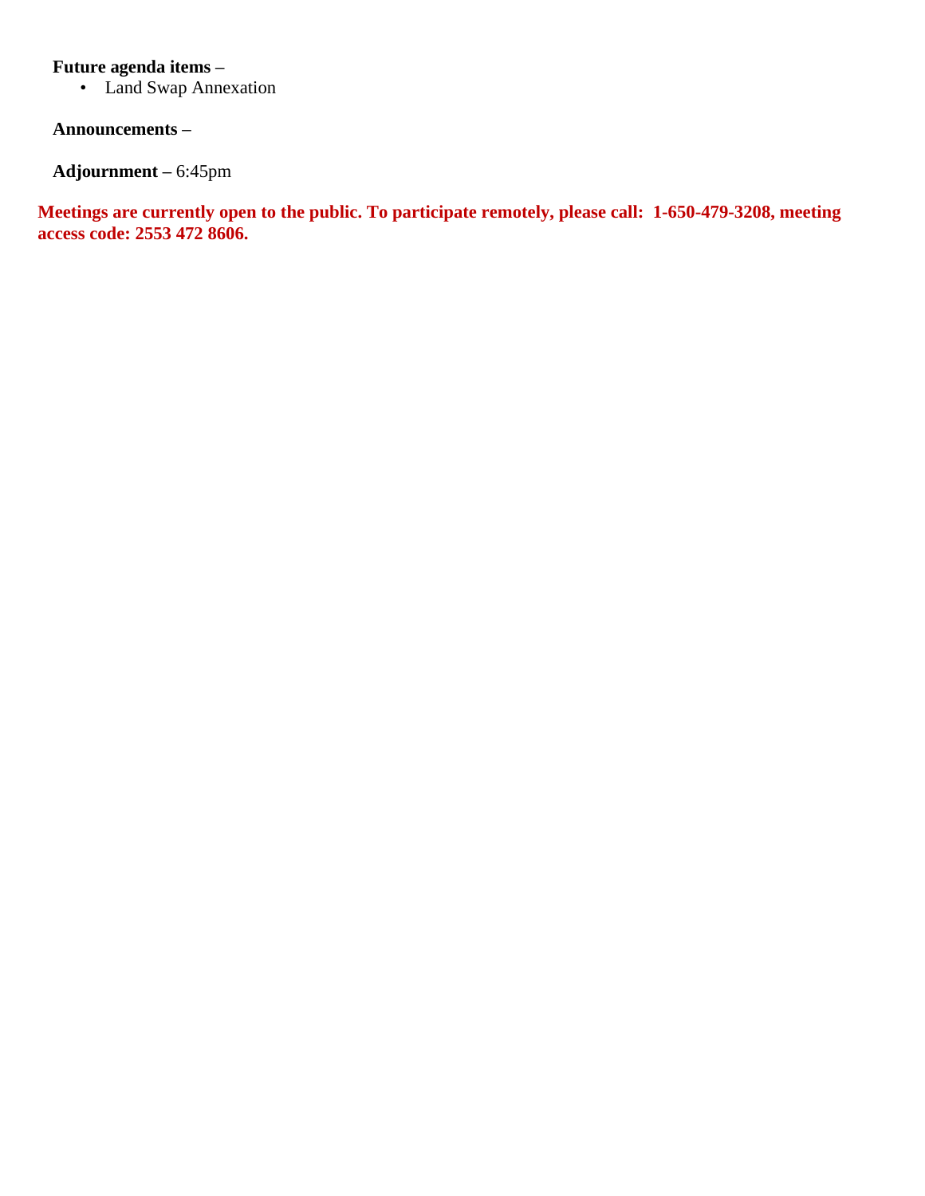**Future agenda items –**

- Land Swap Annexation

**Announcements –**

**Adjournment –** 6:45pm

**Meetings are currently open to the public. To participate remotely, please call: 1-650-479-3208, meeting access code: 2553 472 8606.**